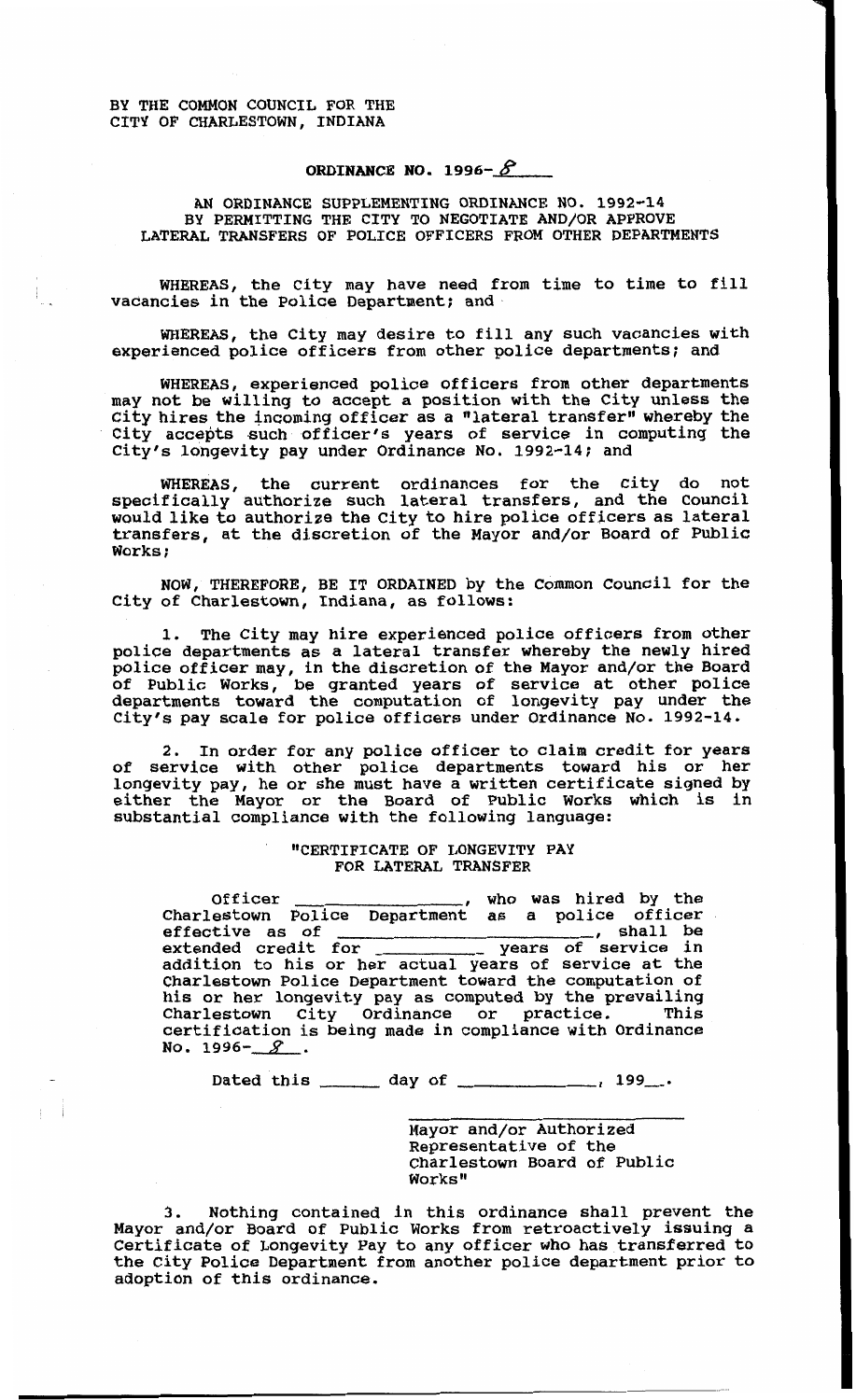BY THE COMMON COUNCIL FOR THE
CITY OF CHARLESTOWN, INDIANA

## ORDINANCE NO. 1996-8

AN ORDINANCE SUPPLEMENTING ORDINANCE NO. 1992-14
BY PERMITTING THE CITY TO NEGOTIATE AND/OR APPROVE
LATERAL TRANSFERS OF POLICE OFFICERS FROM OTHER DEPARTMENTS

WHEREAS, the City may have need from time to time to fill vacancies in the Police Department; and

WHEREAS, the City may desire to fill any such vacancies with experienced police officers from other police departments; and

WHEREAS, experienced police officers from other departments may not be willing to accept a position with the City unless the City hires the incoming officer as a "lateral transfer" whereby the City accepts such officer's years of service in computing the City's longevity pay under Ordinance No. 1992-14; and

WHEREAS, the current ordinances for the City do not specifically authorize such lateral transfers, and the Council would like to authorize the City to hire police officers as lateral transfers, at the discretion of the Mayor and/or Board of Public Works;

NOW, THEREFORE, BE IT ORDAINED by the Common Council for the City of Charlestown, Indiana, as follows:

1. The City may hire experienced police officers from other police departments as a lateral transfer whereby the newly hired police officer may, in the discretion of the Mayor and/or the Board of Public Works, be granted years of service at other police departments toward the computation of longevity pay under the City's pay scale for police officers under Ordinance No. 1992-14.

2. In order for any police officer to claim credit for years of service with other police departments toward his or her longevity pay, he or she must have a written certificate signed by either the Mayor or the Board of Public Works which is in substantial compliance with the following language:

> "CERTIFICATE OF LONGEVITY PAY
> FOR LATERAL TRANSFER
>
> Officer ________________, who was hired by the Charlestown Police Department as a police officer effective as of ________________________, shall be extended credit for __________ years of service in addition to his or her actual years of service at the Charlestown Police Department toward the computation of his or her longevity pay as computed by the prevailing Charlestown City Ordinance or practice. This certification is being made in compliance with Ordinance No. 1996-8.
>
> Dated this ______ day of ______________, 199__.
>
> ______________________________
> Mayor and/or Authorized Representative of the Charlestown Board of Public Works"

3. Nothing contained in this ordinance shall prevent the Mayor and/or Board of Public Works from retroactively issuing a Certificate of Longevity Pay to any officer who has transferred to the City Police Department from another police department prior to adoption of this ordinance.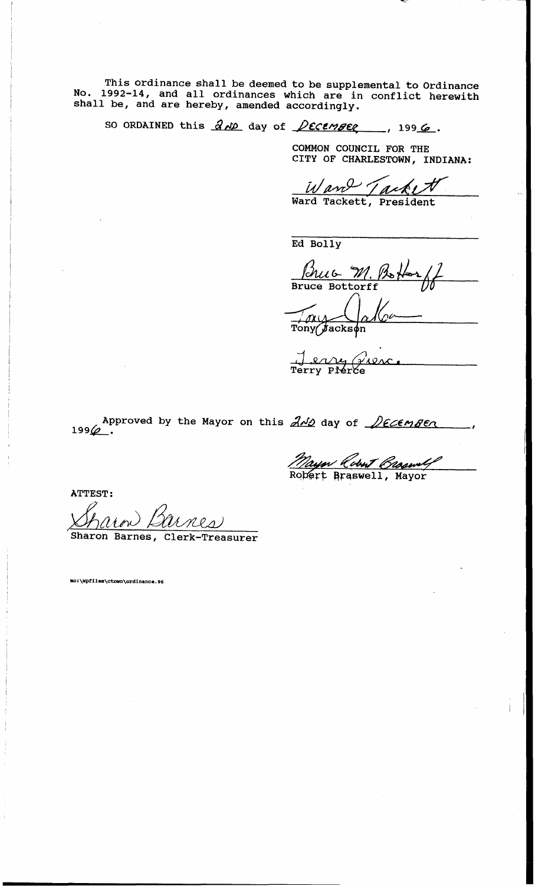This ordinance shall be deemed to be supplemental to Ordinance No. 1992-14, and all ordinances which are in conflict herewith shall be, and are hereby, amended accordingly.

SO ORDAINED this 2ND day of DECEMBER, 1996.

COMMON COUNCIL FOR THE
CITY OF CHARLESTOWN, INDIANA:

Ward Tackett

Ward Tackett, President

Ed Bolly

Bruce M. Bottorff

Bruce Bottorff

Tony Jackson

Tony Jackson

Terry Pierce

Terry Pierce

Approved by the Mayor on this 2ND day of DECEMBER, 1996.

Mayor Robert Braswell

Robert Braswell, Mayor

ATTEST:

Sharon Barnes

Sharon Barnes, Clerk-Treasurer

mc:\wpfiles\ctown\ordinance.96